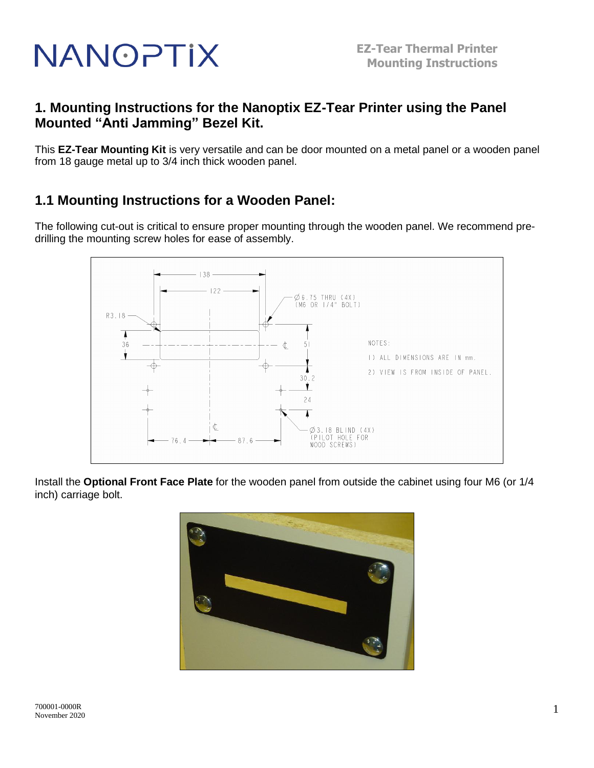# 1. Mounting Instructions for the Nanoptix EZ-Tear Printer using the Panel Mounted "Anti Jamming" Bezel Kit.

This **EZ-Tear Mounting Kit** is very versatile and can be door mounted on a metal panel or a wooden panel from 18 gauge metal up to 3/4 inch thick wooden panel.

## 1.1 Mounting Instructions for a Wooden Panel:

The following cut-out is critical to ensure proper mounting through the wooden panel. We recommend pre-drilling the mounting screw holes for ease of assembly.

138
122
Ø 6.75 THRU (4X)
(M6 OR 1/4" BOLT)
R3.18
36
℄
51
NOTES:
1) ALL DIMENSIONS ARE IN mm.
2) VIEW IS FROM INSIDE OF PANEL.
30.2
24
℄
76.4
87.6
Ø 3.18 BLIND (4X)
(PILOT HOLE FOR
WOOD SCREWS)

Install the **Optional Front Face Plate** for the wooden panel from outside the cabinet using four M6 (or 1/4 inch) carriage bolt.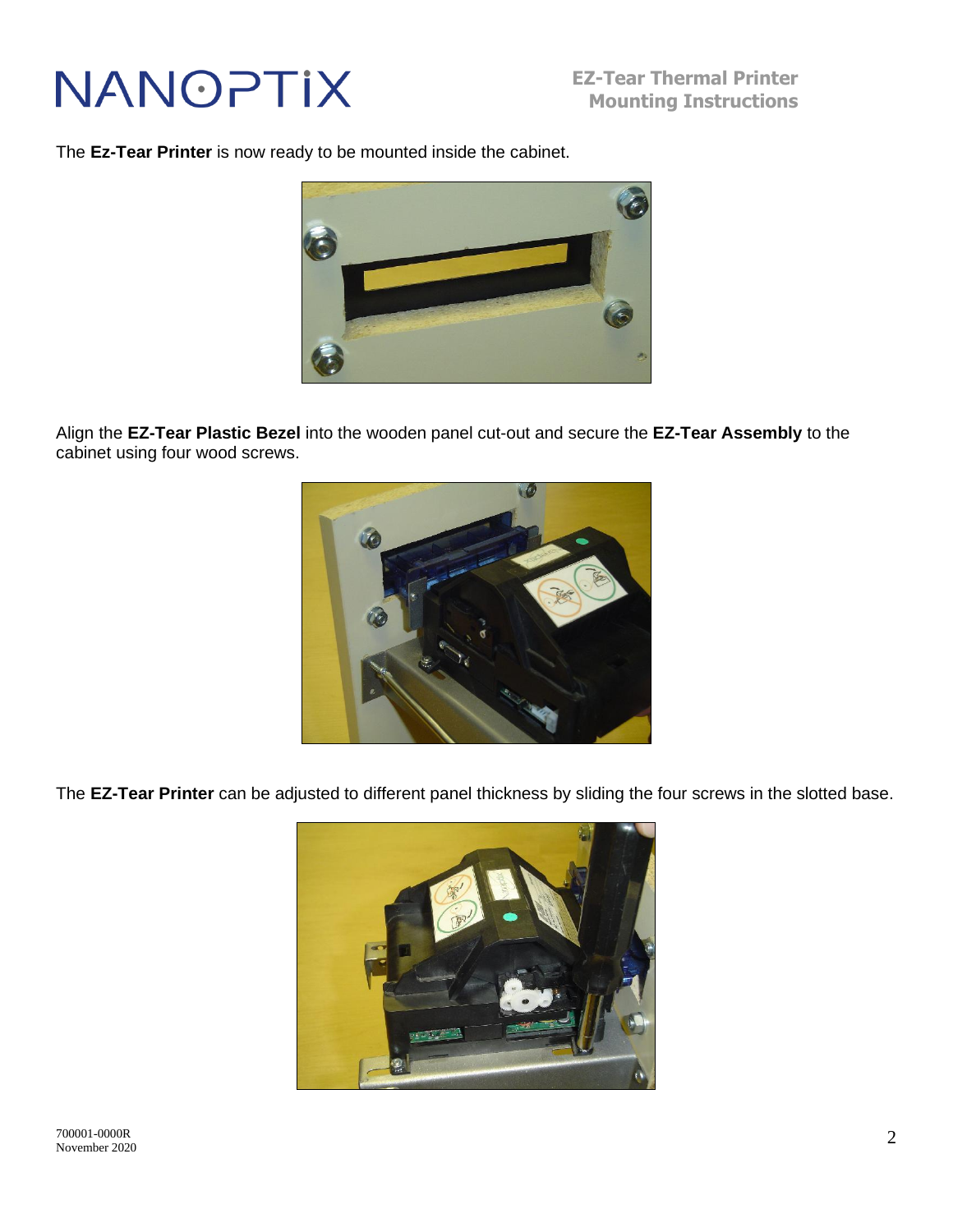The **Ez-Tear Printer** is now ready to be mounted inside the cabinet.

Align the **EZ-Tear Plastic Bezel** into the wooden panel cut-out and secure the **EZ-Tear Assembly** to the cabinet using four wood screws.

The **EZ-Tear Printer** can be adjusted to different panel thickness by sliding the four screws in the slotted base.

700001-0000R
November 2020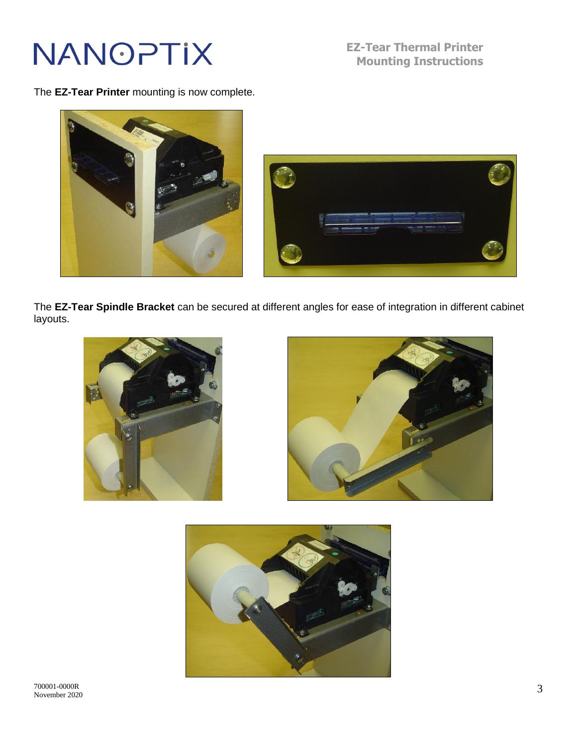The **EZ-Tear Printer** mounting is now complete.

The **EZ-Tear Spindle Bracket** can be secured at different angles for ease of integration in different cabinet layouts.

700001-0000R
November 2020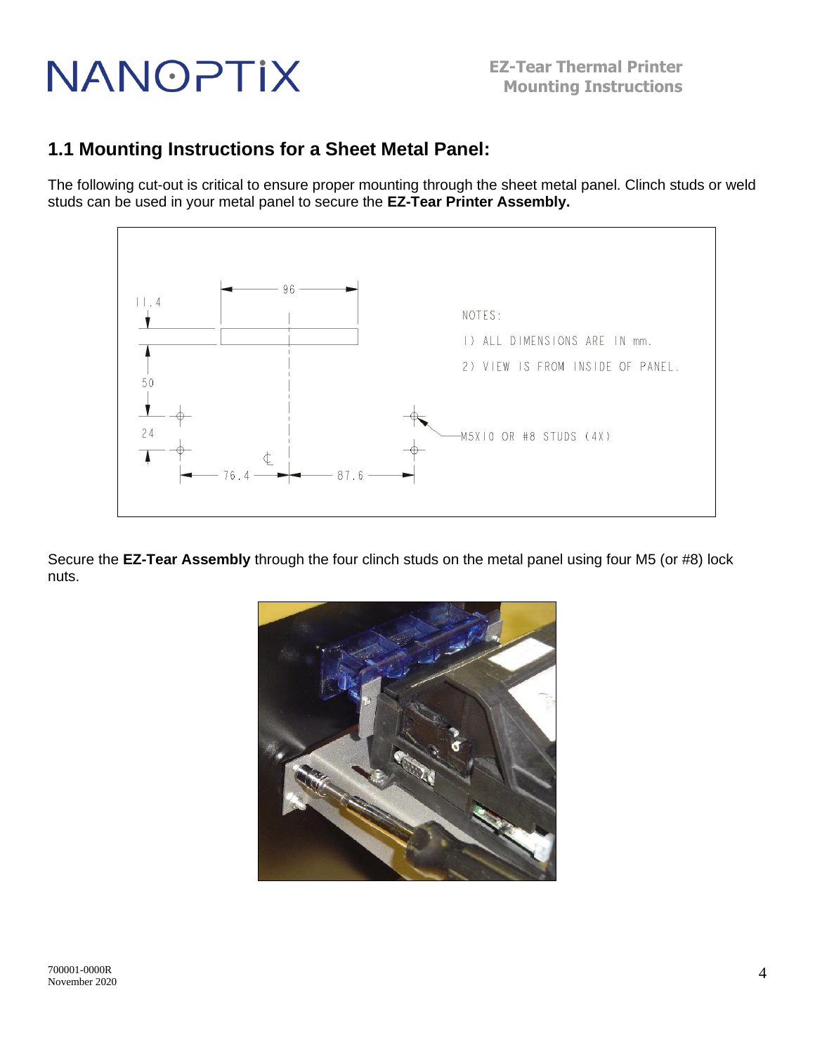## 1.1 Mounting Instructions for a Sheet Metal Panel:

The following cut-out is critical to ensure proper mounting through the sheet metal panel. Clinch studs or weld studs can be used in your metal panel to secure the **EZ-Tear Printer Assembly.**

96

11.4

50

24

76.4

87.6

NOTES:

1) ALL DIMENSIONS ARE IN mm.

2) VIEW IS FROM INSIDE OF PANEL.

M5X10 OR #8 STUDS (4X)

Secure the **EZ-Tear Assembly** through the four clinch studs on the metal panel using four M5 (or #8) lock nuts.

700001-0000R
November 2020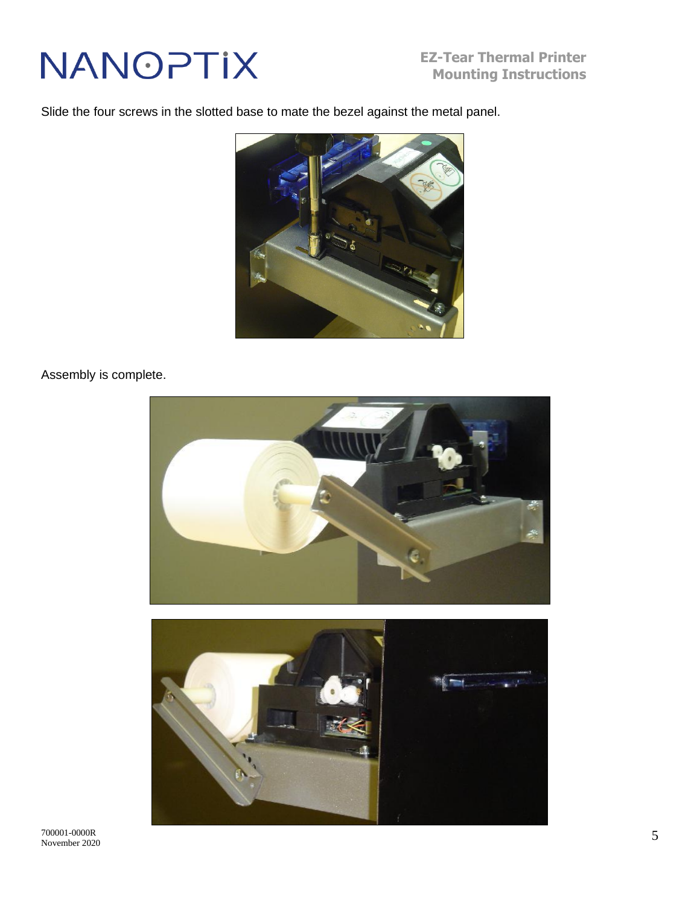Slide the four screws in the slotted base to mate the bezel against the metal panel.

Assembly is complete.